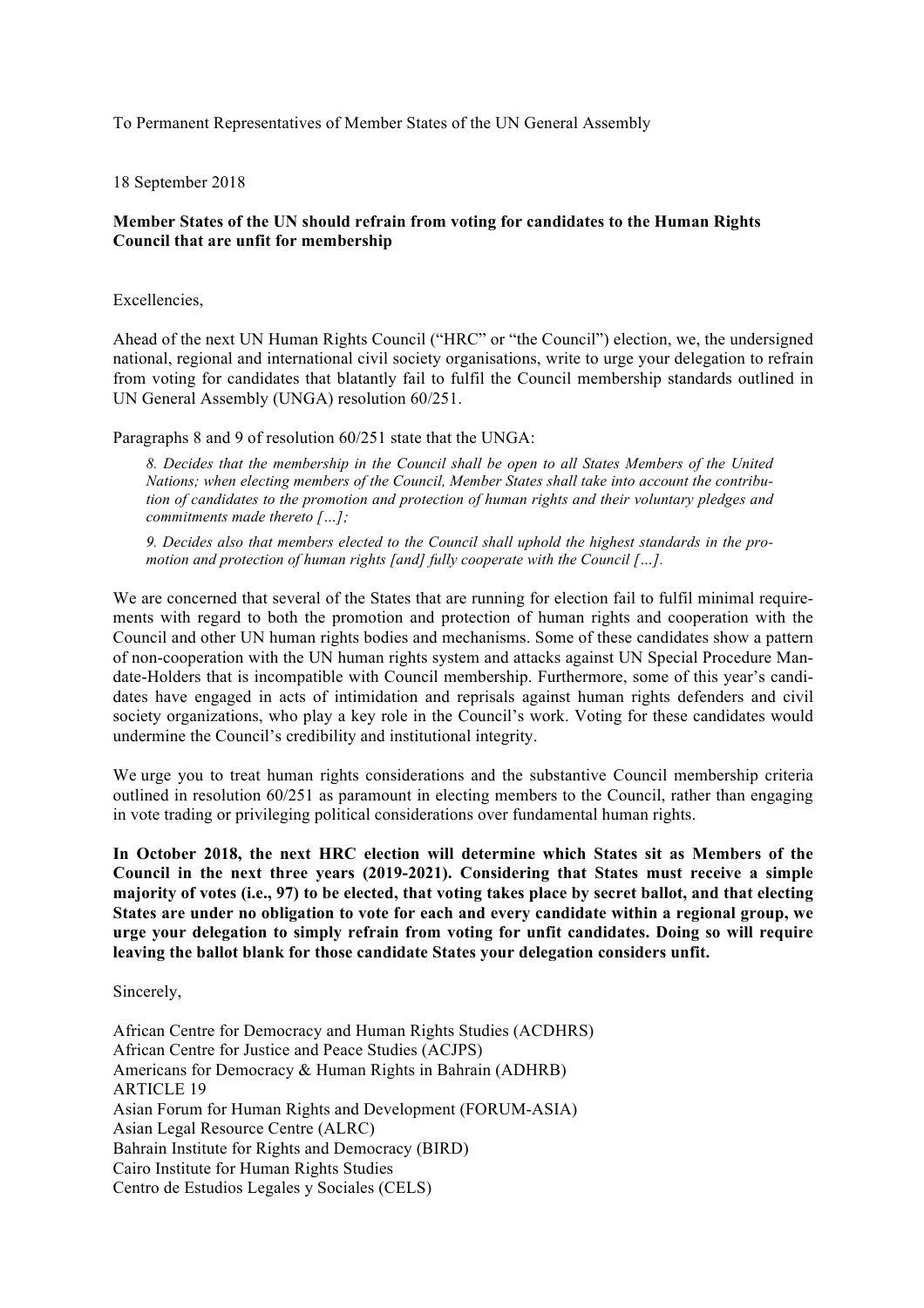To Permanent Representatives of Member States of the UN General Assembly

18 September 2018

**Member States of the UN should refrain from voting for candidates to the Human Rights Council that are unfit for membership**

Excellencies,

Ahead of the next UN Human Rights Council ("HRC" or "the Council") election, we, the undersigned national, regional and international civil society organisations, write to urge your delegation to refrain from voting for candidates that blatantly fail to fulfil the Council membership standards outlined in UN General Assembly (UNGA) resolution 60/251.

Paragraphs 8 and 9 of resolution 60/251 state that the UNGA:

> *8. Decides that the membership in the Council shall be open to all States Members of the United Nations; when electing members of the Council, Member States shall take into account the contribution of candidates to the promotion and protection of human rights and their voluntary pledges and commitments made thereto […];*
>
> *9. Decides also that members elected to the Council shall uphold the highest standards in the promotion and protection of human rights [and] fully cooperate with the Council […].*

We are concerned that several of the States that are running for election fail to fulfil minimal requirements with regard to both the promotion and protection of human rights and cooperation with the Council and other UN human rights bodies and mechanisms. Some of these candidates show a pattern of non-cooperation with the UN human rights system and attacks against UN Special Procedure Mandate-Holders that is incompatible with Council membership. Furthermore, some of this year's candidates have engaged in acts of intimidation and reprisals against human rights defenders and civil society organizations, who play a key role in the Council's work. Voting for these candidates would undermine the Council's credibility and institutional integrity.

We urge you to treat human rights considerations and the substantive Council membership criteria outlined in resolution 60/251 as paramount in electing members to the Council, rather than engaging in vote trading or privileging political considerations over fundamental human rights.

**In October 2018, the next HRC election will determine which States sit as Members of the Council in the next three years (2019-2021). Considering that States must receive a simple majority of votes (i.e., 97) to be elected, that voting takes place by secret ballot, and that electing States are under no obligation to vote for each and every candidate within a regional group, we urge your delegation to simply refrain from voting for unfit candidates. Doing so will require leaving the ballot blank for those candidate States your delegation considers unfit.**

Sincerely,

African Centre for Democracy and Human Rights Studies (ACDHRS)
African Centre for Justice and Peace Studies (ACJPS)
Americans for Democracy & Human Rights in Bahrain (ADHRB)
ARTICLE 19
Asian Forum for Human Rights and Development (FORUM-ASIA)
Asian Legal Resource Centre (ALRC)
Bahrain Institute for Rights and Democracy (BIRD)
Cairo Institute for Human Rights Studies
Centro de Estudios Legales y Sociales (CELS)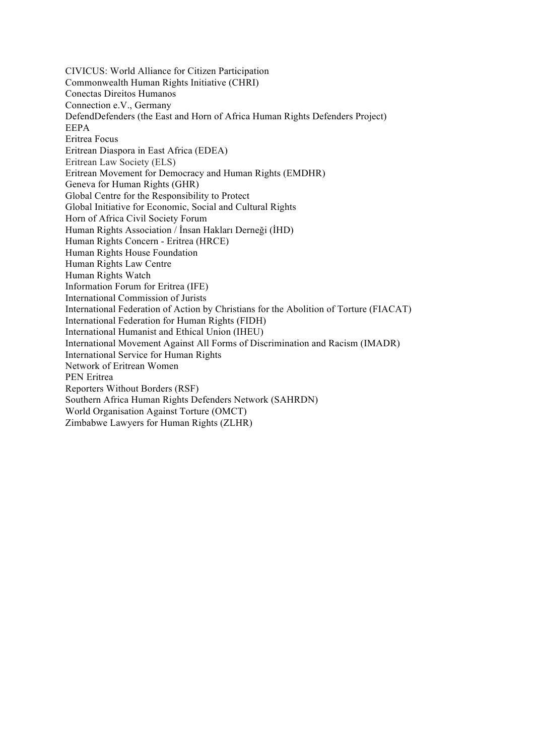CIVICUS: World Alliance for Citizen Participation
Commonwealth Human Rights Initiative (CHRI)
Conectas Direitos Humanos
Connection e.V., Germany
DefendDefenders (the East and Horn of Africa Human Rights Defenders Project)
EEPA
Eritrea Focus
Eritrean Diaspora in East Africa (EDEA)
Eritrean Law Society (ELS)
Eritrean Movement for Democracy and Human Rights (EMDHR)
Geneva for Human Rights (GHR)
Global Centre for the Responsibility to Protect
Global Initiative for Economic, Social and Cultural Rights
Horn of Africa Civil Society Forum
Human Rights Association / İnsan Hakları Derneği (İHD)
Human Rights Concern - Eritrea (HRCE)
Human Rights House Foundation
Human Rights Law Centre
Human Rights Watch
Information Forum for Eritrea (IFE)
International Commission of Jurists
International Federation of Action by Christians for the Abolition of Torture (FIACAT)
International Federation for Human Rights (FIDH)
International Humanist and Ethical Union (IHEU)
International Movement Against All Forms of Discrimination and Racism (IMADR)
International Service for Human Rights
Network of Eritrean Women
PEN Eritrea
Reporters Without Borders (RSF)
Southern Africa Human Rights Defenders Network (SAHRDN)
World Organisation Against Torture (OMCT)
Zimbabwe Lawyers for Human Rights (ZLHR)